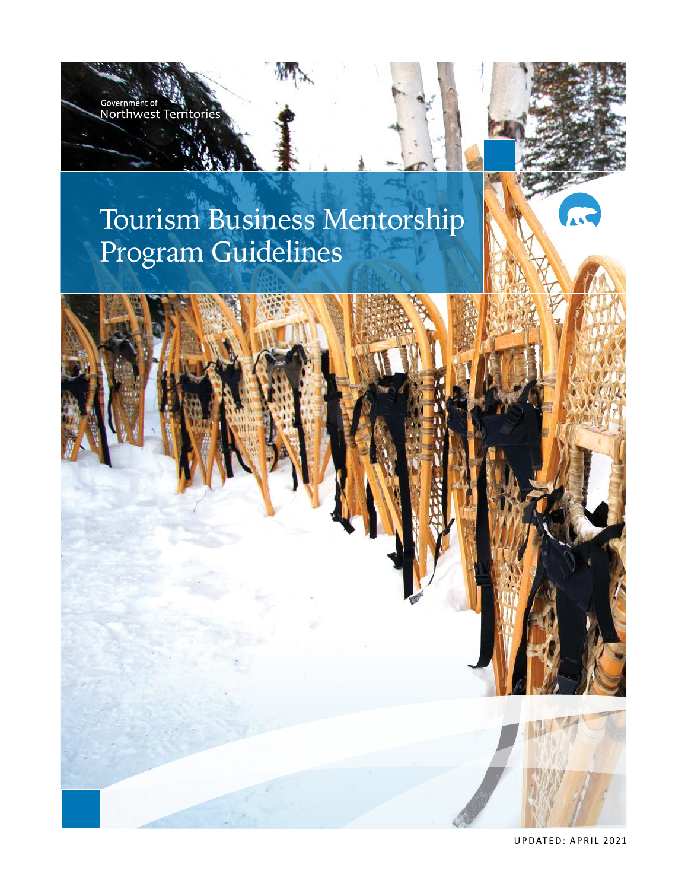Government of
Northwest Territories

# Tourism Business Mentorship Program Guidelines

UPDATED: APRIL 2021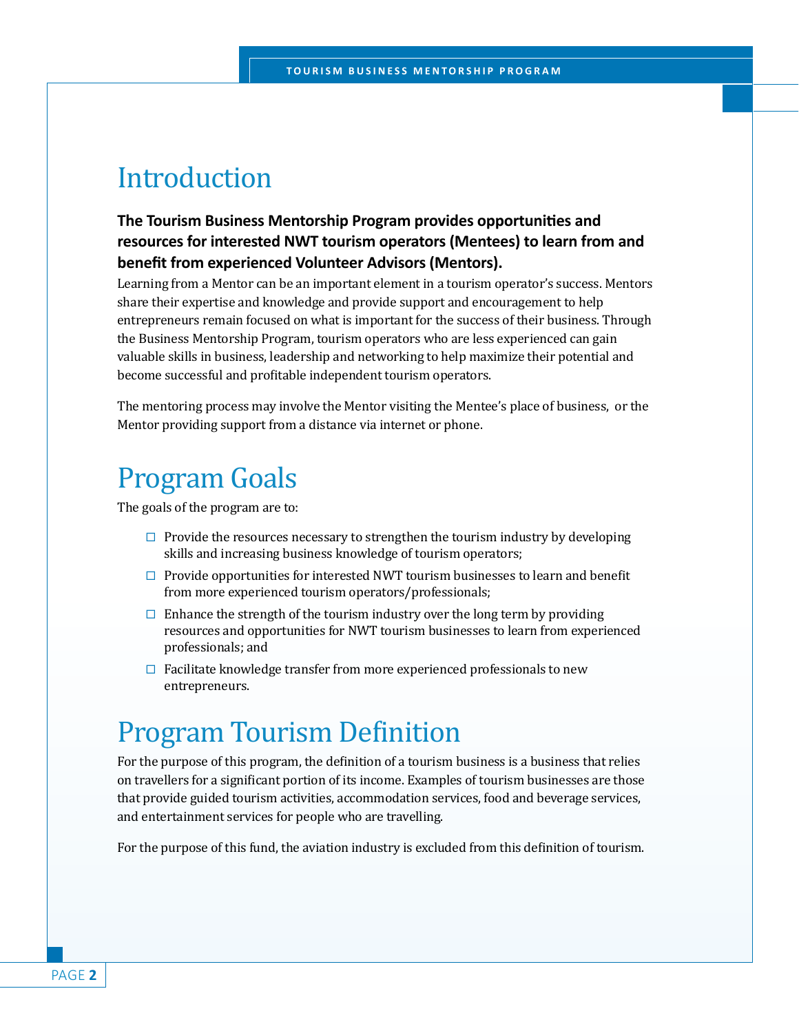# Introduction

**The Tourism Business Mentorship Program provides opportunities and resources for interested NWT tourism operators (Mentees) to learn from and benefit from experienced Volunteer Advisors (Mentors).**

Learning from a Mentor can be an important element in a tourism operator's success. Mentors share their expertise and knowledge and provide support and encouragement to help entrepreneurs remain focused on what is important for the success of their business. Through the Business Mentorship Program, tourism operators who are less experienced can gain valuable skills in business, leadership and networking to help maximize their potential and become successful and profitable independent tourism operators.

The mentoring process may involve the Mentor visiting the Mentee's place of business, or the Mentor providing support from a distance via internet or phone.

# Program Goals

The goals of the program are to:

- Provide the resources necessary to strengthen the tourism industry by developing skills and increasing business knowledge of tourism operators;
- Provide opportunities for interested NWT tourism businesses to learn and benefit from more experienced tourism operators/professionals;
- Enhance the strength of the tourism industry over the long term by providing resources and opportunities for NWT tourism businesses to learn from experienced professionals; and
- Facilitate knowledge transfer from more experienced professionals to new entrepreneurs.

# Program Tourism Definition

For the purpose of this program, the definition of a tourism business is a business that relies on travellers for a significant portion of its income. Examples of tourism businesses are those that provide guided tourism activities, accommodation services, food and beverage services, and entertainment services for people who are travelling.

For the purpose of this fund, the aviation industry is excluded from this definition of tourism.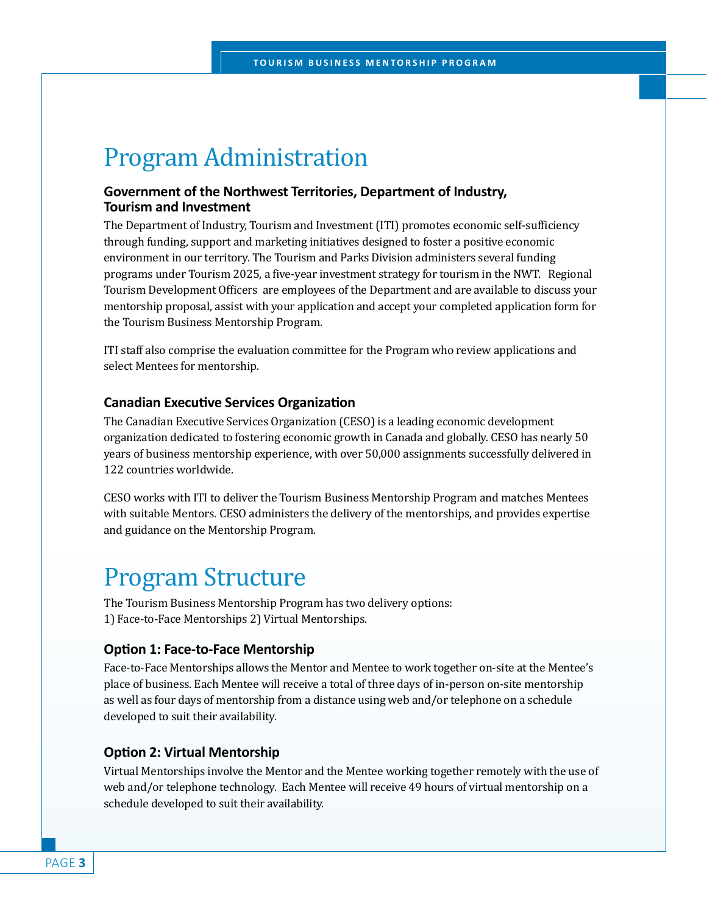# Program Administration

### Government of the Northwest Territories, Department of Industry, Tourism and Investment

The Department of Industry, Tourism and Investment (ITI) promotes economic self-sufficiency through funding, support and marketing initiatives designed to foster a positive economic environment in our territory. The Tourism and Parks Division administers several funding programs under Tourism 2025, a five-year investment strategy for tourism in the NWT. Regional Tourism Development Officers are employees of the Department and are available to discuss your mentorship proposal, assist with your application and accept your completed application form for the Tourism Business Mentorship Program.

ITI staff also comprise the evaluation committee for the Program who review applications and select Mentees for mentorship.

### Canadian Executive Services Organization

The Canadian Executive Services Organization (CESO) is a leading economic development organization dedicated to fostering economic growth in Canada and globally. CESO has nearly 50 years of business mentorship experience, with over 50,000 assignments successfully delivered in 122 countries worldwide.

CESO works with ITI to deliver the Tourism Business Mentorship Program and matches Mentees with suitable Mentors. CESO administers the delivery of the mentorships, and provides expertise and guidance on the Mentorship Program.

# Program Structure

The Tourism Business Mentorship Program has two delivery options:
1) Face-to-Face Mentorships 2) Virtual Mentorships.

### Option 1: Face-to-Face Mentorship

Face-to-Face Mentorships allows the Mentor and Mentee to work together on-site at the Mentee's place of business. Each Mentee will receive a total of three days of in-person on-site mentorship as well as four days of mentorship from a distance using web and/or telephone on a schedule developed to suit their availability.

### Option 2: Virtual Mentorship

Virtual Mentorships involve the Mentor and the Mentee working together remotely with the use of web and/or telephone technology. Each Mentee will receive 49 hours of virtual mentorship on a schedule developed to suit their availability.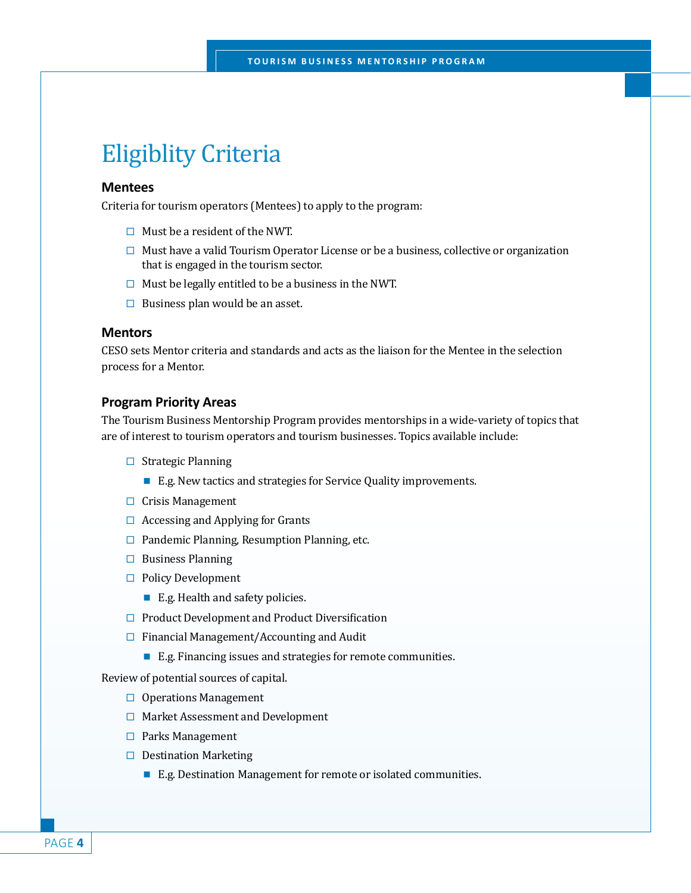# Eligiblity Criteria

### Mentees

Criteria for tourism operators (Mentees) to apply to the program:

- Must be a resident of the NWT.
- Must have a valid Tourism Operator License or be a business, collective or organization that is engaged in the tourism sector.
- Must be legally entitled to be a business in the NWT.
- Business plan would be an asset.

### Mentors

CESO sets Mentor criteria and standards and acts as the liaison for the Mentee in the selection process for a Mentor.

### Program Priority Areas

The Tourism Business Mentorship Program provides mentorships in a wide-variety of topics that are of interest to tourism operators and tourism businesses. Topics available include:

- Strategic Planning
  - E.g. New tactics and strategies for Service Quality improvements.
- Crisis Management
- Accessing and Applying for Grants
- Pandemic Planning, Resumption Planning, etc.
- Business Planning
- Policy Development
  - E.g. Health and safety policies.
- Product Development and Product Diversification
- Financial Management/Accounting and Audit
  - E.g. Financing issues and strategies for remote communities.

Review of potential sources of capital.

- Operations Management
- Market Assessment and Development
- Parks Management
- Destination Marketing
  - E.g. Destination Management for remote or isolated communities.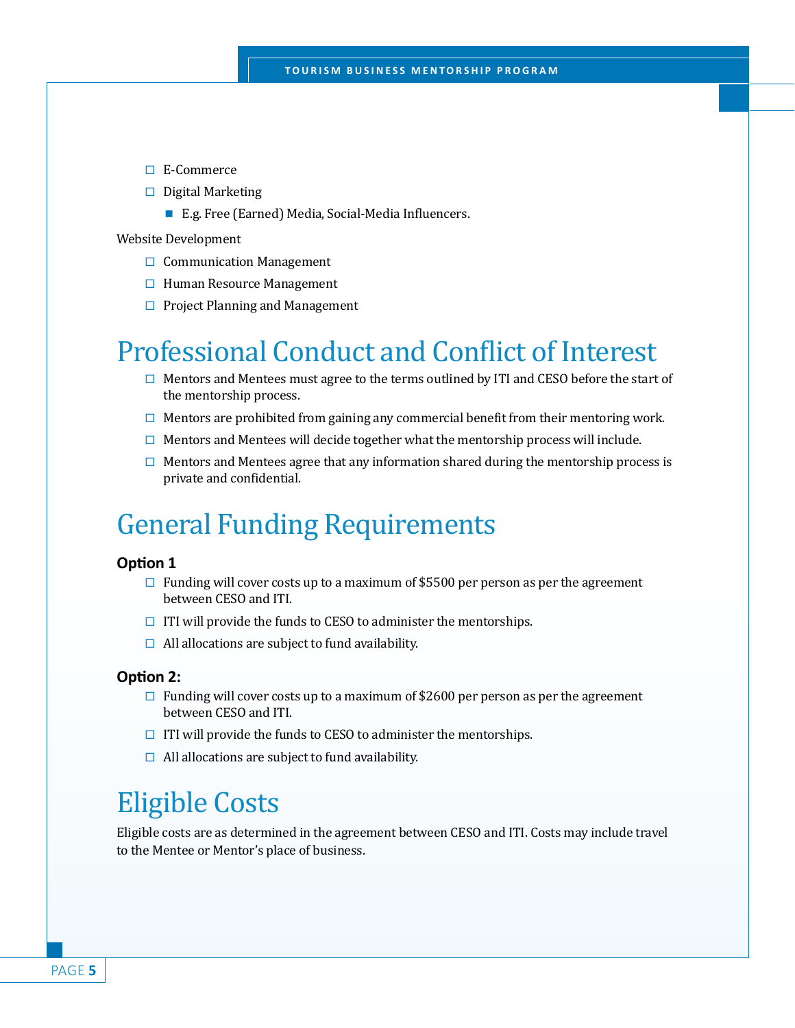- E-Commerce
- Digital Marketing
  - E.g. Free (Earned) Media, Social-Media Influencers.

Website Development

- Communication Management
- Human Resource Management
- Project Planning and Management

## Professional Conduct and Conflict of Interest

- Mentors and Mentees must agree to the terms outlined by ITI and CESO before the start of the mentorship process.
- Mentors are prohibited from gaining any commercial benefit from their mentoring work.
- Mentors and Mentees will decide together what the mentorship process will include.
- Mentors and Mentees agree that any information shared during the mentorship process is private and confidential.

## General Funding Requirements

**Option 1**

- Funding will cover costs up to a maximum of $5500 per person as per the agreement between CESO and ITI.
- ITI will provide the funds to CESO to administer the mentorships.
- All allocations are subject to fund availability.

**Option 2:**

- Funding will cover costs up to a maximum of $2600 per person as per the agreement between CESO and ITI.
- ITI will provide the funds to CESO to administer the mentorships.
- All allocations are subject to fund availability.

## Eligible Costs

Eligible costs are as determined in the agreement between CESO and ITI. Costs may include travel to the Mentee or Mentor's place of business.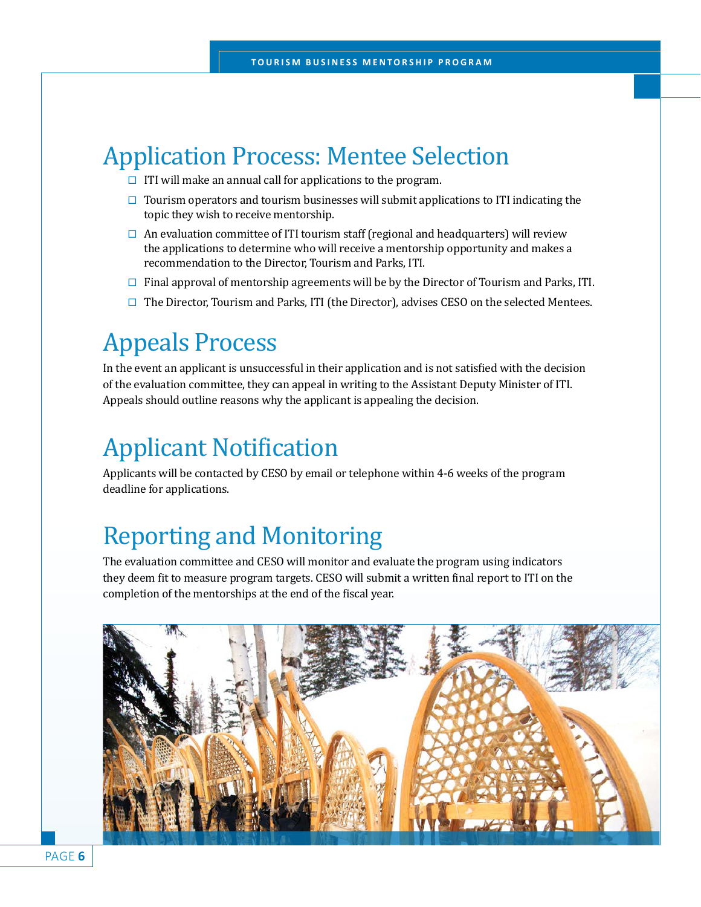## Application Process: Mentee Selection

- ITI will make an annual call for applications to the program.
- Tourism operators and tourism businesses will submit applications to ITI indicating the topic they wish to receive mentorship.
- An evaluation committee of ITI tourism staff (regional and headquarters) will review the applications to determine who will receive a mentorship opportunity and makes a recommendation to the Director, Tourism and Parks, ITI.
- Final approval of mentorship agreements will be by the Director of Tourism and Parks, ITI.
- The Director, Tourism and Parks, ITI (the Director), advises CESO on the selected Mentees.

## Appeals Process

In the event an applicant is unsuccessful in their application and is not satisfied with the decision of the evaluation committee, they can appeal in writing to the Assistant Deputy Minister of ITI. Appeals should outline reasons why the applicant is appealing the decision.

## Applicant Notification

Applicants will be contacted by CESO by email or telephone within 4-6 weeks of the program deadline for applications.

## Reporting and Monitoring

The evaluation committee and CESO will monitor and evaluate the program using indicators they deem fit to measure program targets. CESO will submit a written final report to ITI on the completion of the mentorships at the end of the fiscal year.